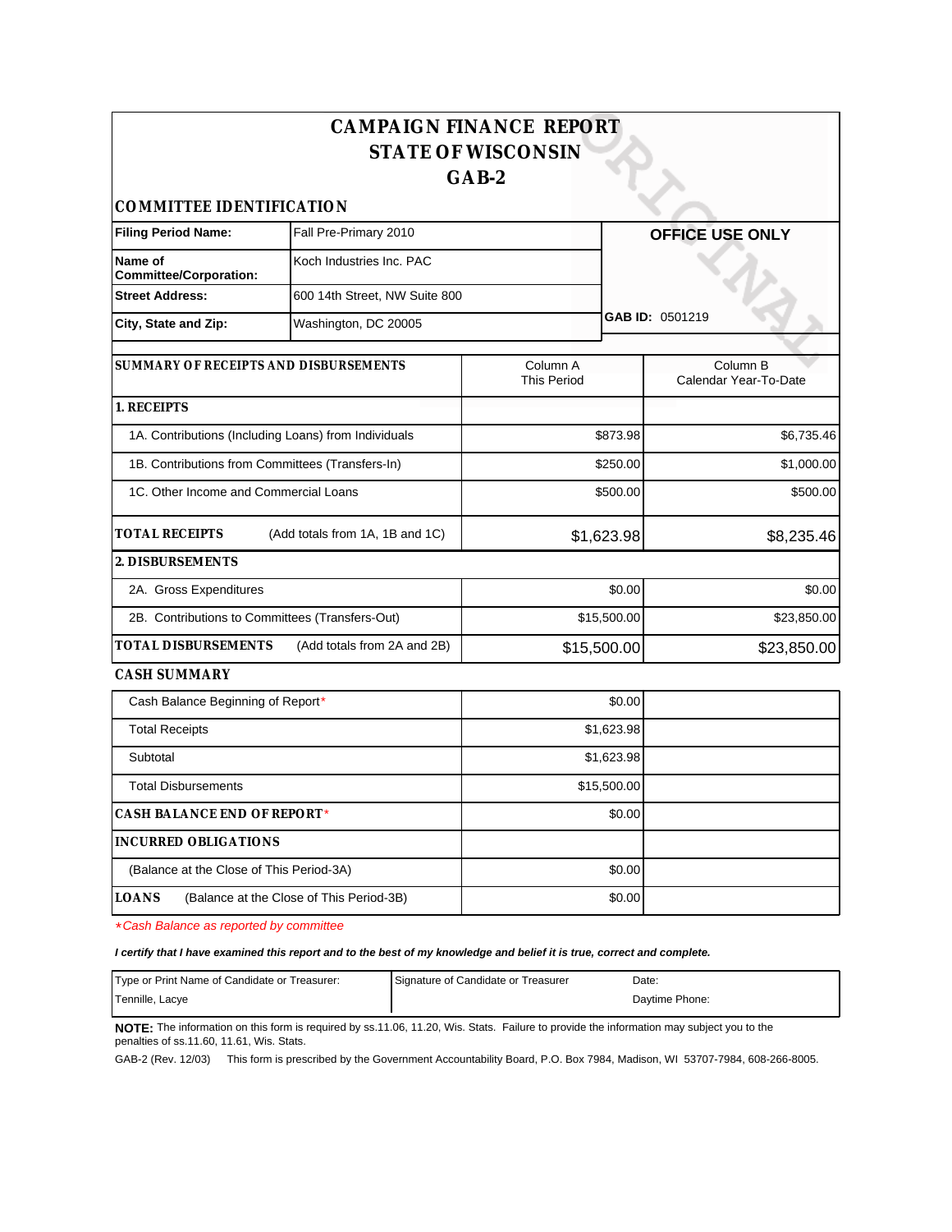# CAMPAIGN FINANCE REPORT
# STATE OF WISCONSIN
# GAB-2

## COMMITTEE IDENTIFICATION

| | | |
|---|---|---|
| **Filing Period Name:** | Fall Pre-Primary 2010 | **OFFICE USE ONLY** |
| **Name of Committee/Corporation:** | Koch Industries Inc. PAC | |
| **Street Address:** | 600 14th Street, NW Suite 800 | |
| **City, State and Zip:** | Washington, DC 20005 | **GAB ID:** 0501219 |

| **SUMMARY OF RECEIPTS AND DISBURSEMENTS** | Column A This Period | Column B Calendar Year-To-Date |
|---|---|---|
| **1. RECEIPTS** | | |
| 1A. Contributions (Including Loans) from Individuals | $873.98 | $6,735.46 |
| 1B. Contributions from Committees (Transfers-In) | $250.00 | $1,000.00 |
| 1C. Other Income and Commercial Loans | $500.00 | $500.00 |
| **TOTAL RECEIPTS** (Add totals from 1A, 1B and 1C) | $1,623.98 | $8,235.46 |
| **2. DISBURSEMENTS** | | |
| 2A. Gross Expenditures | $0.00 | $0.00 |
| 2B. Contributions to Committees (Transfers-Out) | $15,500.00 | $23,850.00 |
| **TOTAL DISBURSEMENTS** (Add totals from 2A and 2B) | $15,500.00 | $23,850.00 |

## CASH SUMMARY

| | | |
|---|---|---|
| Cash Balance Beginning of Report* | $0.00 | |
| Total Receipts | $1,623.98 | |
| Subtotal | $1,623.98 | |
| Total Disbursements | $15,500.00 | |
| **CASH BALANCE END OF REPORT*** | $0.00 | |
| **INCURRED OBLIGATIONS** | | |
| (Balance at the Close of This Period-3A) | $0.00 | |
| **LOANS** (Balance at the Close of This Period-3B) | $0.00 | |

**Cash Balance as reported by committee*

***I certify that I have examined this report and to the best of my knowledge and belief it is true, correct and complete.***

| Type or Print Name of Candidate or Treasurer: | Signature of Candidate or Treasurer | Date: |
|---|---|---|
| Tennille, Lacye | | Daytime Phone: |

**NOTE:** The information on this form is required by ss.11.06, 11.20, Wis. Stats. Failure to provide the information may subject you to the penalties of ss.11.60, 11.61, Wis. Stats.

GAB-2 (Rev. 12/03) This form is prescribed by the Government Accountability Board, P.O. Box 7984, Madison, WI 53707-7984, 608-266-8005.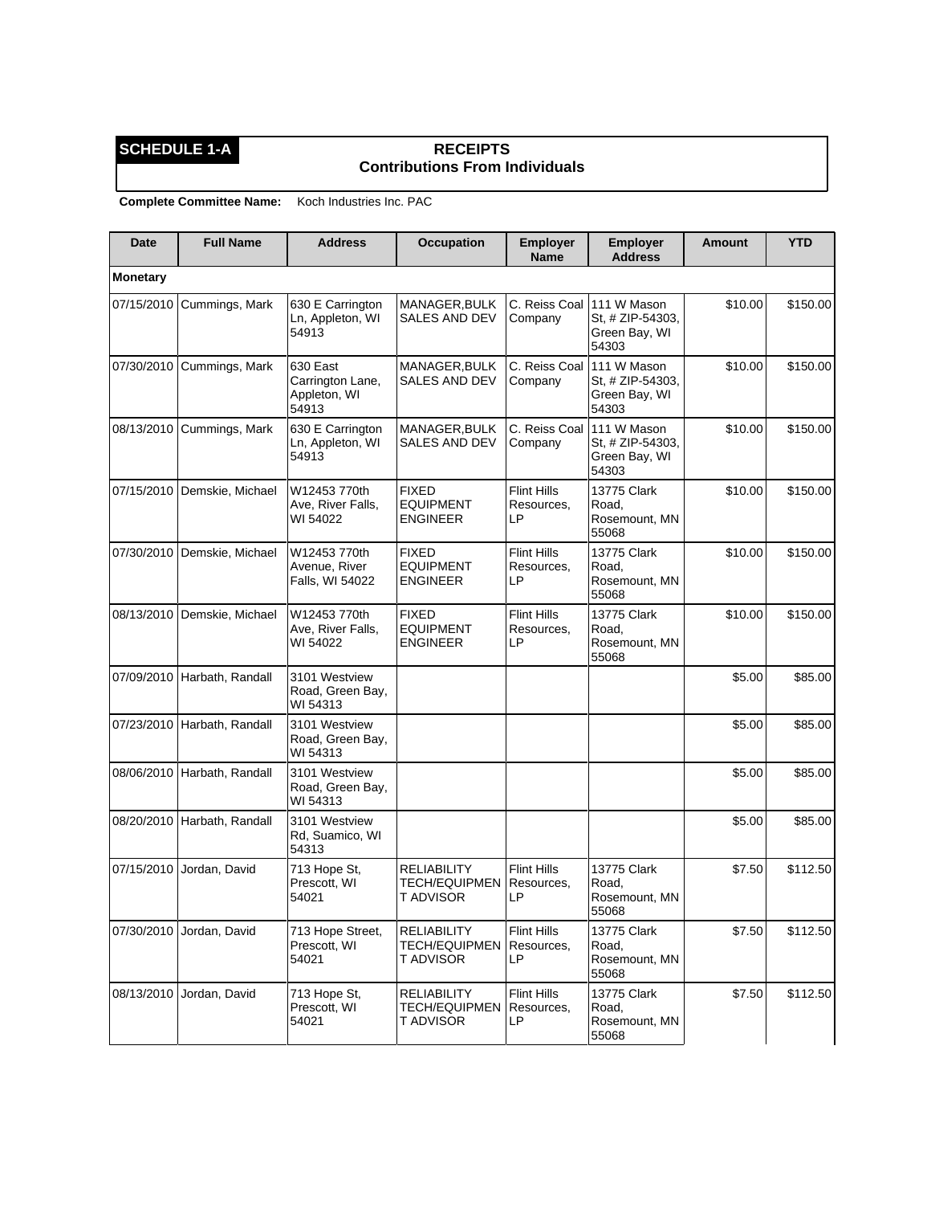**SCHEDULE 1-A**

**RECEIPTS**
**Contributions From Individuals**

**Complete Committee Name:** Koch Industries Inc. PAC

| Date | Full Name | Address | Occupation | Employer Name | Employer Address | Amount | YTD |
|---|---|---|---|---|---|---|---|
| **Monetary** | | | | | | | |
| 07/15/2010 | Cummings, Mark | 630 E Carrington Ln, Appleton, WI 54913 | MANAGER,BULK SALES AND DEV | C. Reiss Coal Company | 111 W Mason St, # ZIP-54303, Green Bay, WI 54303 | $10.00 | $150.00 |
| 07/30/2010 | Cummings, Mark | 630 East Carrington Lane, Appleton, WI 54913 | MANAGER,BULK SALES AND DEV | C. Reiss Coal Company | 111 W Mason St, # ZIP-54303, Green Bay, WI 54303 | $10.00 | $150.00 |
| 08/13/2010 | Cummings, Mark | 630 E Carrington Ln, Appleton, WI 54913 | MANAGER,BULK SALES AND DEV | C. Reiss Coal Company | 111 W Mason St, # ZIP-54303, Green Bay, WI 54303 | $10.00 | $150.00 |
| 07/15/2010 | Demskie, Michael | W12453 770th Ave, River Falls, WI 54022 | FIXED EQUIPMENT ENGINEER | Flint Hills Resources, LP | 13775 Clark Road, Rosemount, MN 55068 | $10.00 | $150.00 |
| 07/30/2010 | Demskie, Michael | W12453 770th Avenue, River Falls, WI 54022 | FIXED EQUIPMENT ENGINEER | Flint Hills Resources, LP | 13775 Clark Road, Rosemount, MN 55068 | $10.00 | $150.00 |
| 08/13/2010 | Demskie, Michael | W12453 770th Ave, River Falls, WI 54022 | FIXED EQUIPMENT ENGINEER | Flint Hills Resources, LP | 13775 Clark Road, Rosemount, MN 55068 | $10.00 | $150.00 |
| 07/09/2010 | Harbath, Randall | 3101 Westview Road, Green Bay, WI 54313 | | | | $5.00 | $85.00 |
| 07/23/2010 | Harbath, Randall | 3101 Westview Road, Green Bay, WI 54313 | | | | $5.00 | $85.00 |
| 08/06/2010 | Harbath, Randall | 3101 Westview Road, Green Bay, WI 54313 | | | | $5.00 | $85.00 |
| 08/20/2010 | Harbath, Randall | 3101 Westview Rd, Suamico, WI 54313 | | | | $5.00 | $85.00 |
| 07/15/2010 | Jordan, David | 713 Hope St, Prescott, WI 54021 | RELIABILITY TECH/EQUIPMENT ADVISOR | Flint Hills Resources, LP | 13775 Clark Road, Rosemount, MN 55068 | $7.50 | $112.50 |
| 07/30/2010 | Jordan, David | 713 Hope Street, Prescott, WI 54021 | RELIABILITY TECH/EQUIPMENT ADVISOR | Flint Hills Resources, LP | 13775 Clark Road, Rosemount, MN 55068 | $7.50 | $112.50 |
| 08/13/2010 | Jordan, David | 713 Hope St, Prescott, WI 54021 | RELIABILITY TECH/EQUIPMENT ADVISOR | Flint Hills Resources, LP | 13775 Clark Road, Rosemount, MN 55068 | $7.50 | $112.50 |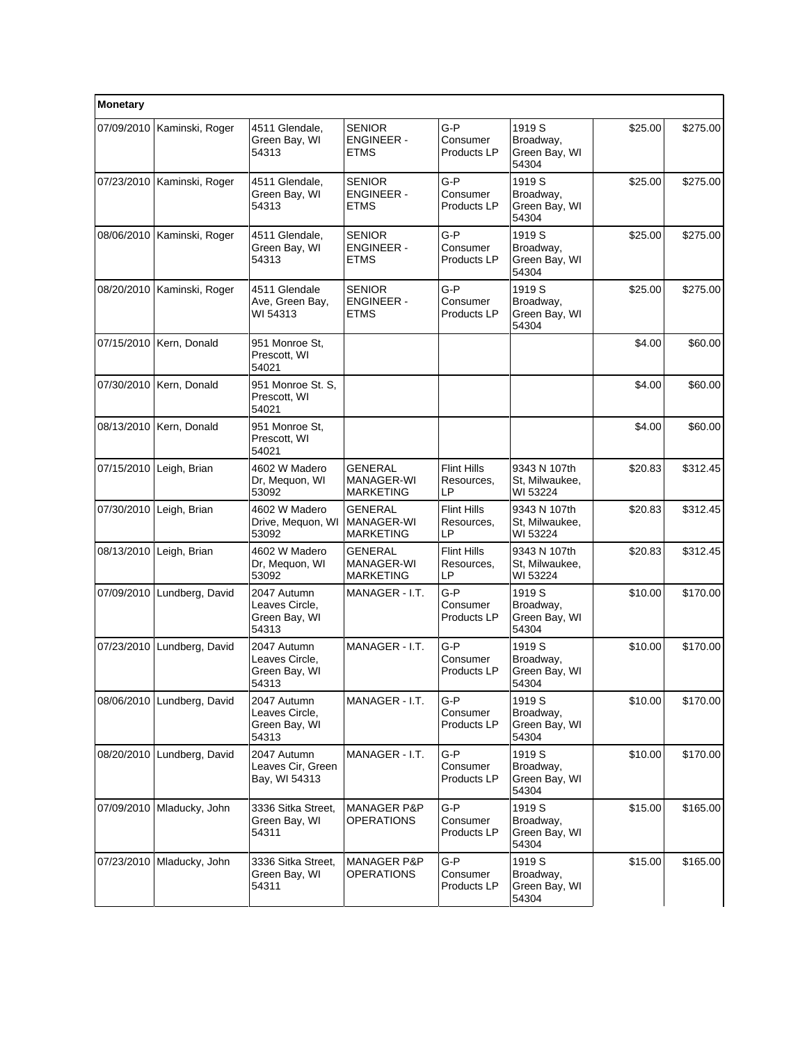| Monetary | | | | | | | |
|---|---|---|---|---|---|---|---|
| 07/09/2010 | Kaminski, Roger | 4511 Glendale, Green Bay, WI 54313 | SENIOR ENGINEER - ETMS | G-P Consumer Products LP | 1919 S Broadway, Green Bay, WI 54304 | $25.00 | $275.00 |
| 07/23/2010 | Kaminski, Roger | 4511 Glendale, Green Bay, WI 54313 | SENIOR ENGINEER - ETMS | G-P Consumer Products LP | 1919 S Broadway, Green Bay, WI 54304 | $25.00 | $275.00 |
| 08/06/2010 | Kaminski, Roger | 4511 Glendale, Green Bay, WI 54313 | SENIOR ENGINEER - ETMS | G-P Consumer Products LP | 1919 S Broadway, Green Bay, WI 54304 | $25.00 | $275.00 |
| 08/20/2010 | Kaminski, Roger | 4511 Glendale Ave, Green Bay, WI 54313 | SENIOR ENGINEER - ETMS | G-P Consumer Products LP | 1919 S Broadway, Green Bay, WI 54304 | $25.00 | $275.00 |
| 07/15/2010 | Kern, Donald | 951 Monroe St, Prescott, WI 54021 | | | | $4.00 | $60.00 |
| 07/30/2010 | Kern, Donald | 951 Monroe St. S, Prescott, WI 54021 | | | | $4.00 | $60.00 |
| 08/13/2010 | Kern, Donald | 951 Monroe St, Prescott, WI 54021 | | | | $4.00 | $60.00 |
| 07/15/2010 | Leigh, Brian | 4602 W Madero Dr, Mequon, WI 53092 | GENERAL MANAGER-WI MARKETING | Flint Hills Resources, LP | 9343 N 107th St, Milwaukee, WI 53224 | $20.83 | $312.45 |
| 07/30/2010 | Leigh, Brian | 4602 W Madero Drive, Mequon, WI 53092 | GENERAL MANAGER-WI MARKETING | Flint Hills Resources, LP | 9343 N 107th St, Milwaukee, WI 53224 | $20.83 | $312.45 |
| 08/13/2010 | Leigh, Brian | 4602 W Madero Dr, Mequon, WI 53092 | GENERAL MANAGER-WI MARKETING | Flint Hills Resources, LP | 9343 N 107th St, Milwaukee, WI 53224 | $20.83 | $312.45 |
| 07/09/2010 | Lundberg, David | 2047 Autumn Leaves Circle, Green Bay, WI 54313 | MANAGER - I.T. | G-P Consumer Products LP | 1919 S Broadway, Green Bay, WI 54304 | $10.00 | $170.00 |
| 07/23/2010 | Lundberg, David | 2047 Autumn Leaves Circle, Green Bay, WI 54313 | MANAGER - I.T. | G-P Consumer Products LP | 1919 S Broadway, Green Bay, WI 54304 | $10.00 | $170.00 |
| 08/06/2010 | Lundberg, David | 2047 Autumn Leaves Circle, Green Bay, WI 54313 | MANAGER - I.T. | G-P Consumer Products LP | 1919 S Broadway, Green Bay, WI 54304 | $10.00 | $170.00 |
| 08/20/2010 | Lundberg, David | 2047 Autumn Leaves Cir, Green Bay, WI 54313 | MANAGER - I.T. | G-P Consumer Products LP | 1919 S Broadway, Green Bay, WI 54304 | $10.00 | $170.00 |
| 07/09/2010 | Mladucky, John | 3336 Sitka Street, Green Bay, WI 54311 | MANAGER P&P OPERATIONS | G-P Consumer Products LP | 1919 S Broadway, Green Bay, WI 54304 | $15.00 | $165.00 |
| 07/23/2010 | Mladucky, John | 3336 Sitka Street, Green Bay, WI 54311 | MANAGER P&P OPERATIONS | G-P Consumer Products LP | 1919 S Broadway, Green Bay, WI 54304 | $15.00 | $165.00 |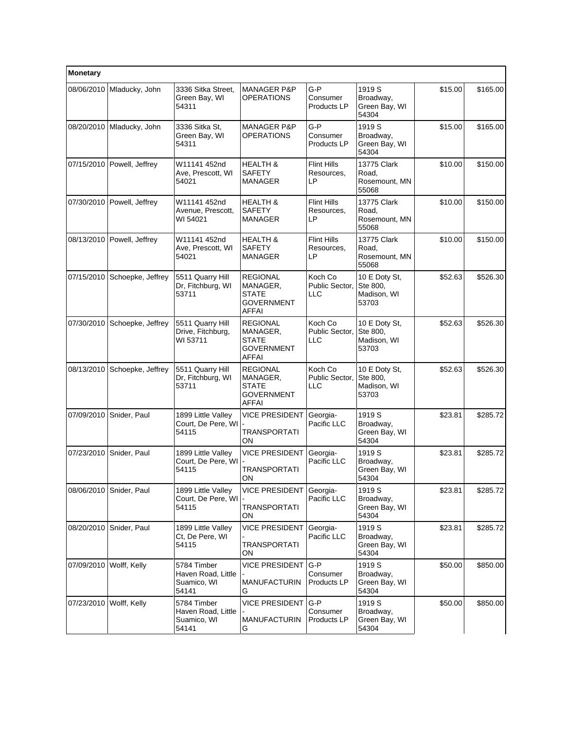| Monetary | | | | | | | |
|---|---|---|---|---|---|---|---|
| 08/06/2010 | Mladucky, John | 3336 Sitka Street, Green Bay, WI 54311 | MANAGER P&P OPERATIONS | G-P Consumer Products LP | 1919 S Broadway, Green Bay, WI 54304 | $15.00 | $165.00 |
| 08/20/2010 | Mladucky, John | 3336 Sitka St, Green Bay, WI 54311 | MANAGER P&P OPERATIONS | G-P Consumer Products LP | 1919 S Broadway, Green Bay, WI 54304 | $15.00 | $165.00 |
| 07/15/2010 | Powell, Jeffrey | W11141 452nd Ave, Prescott, WI 54021 | HEALTH & SAFETY MANAGER | Flint Hills Resources, LP | 13775 Clark Road, Rosemount, MN 55068 | $10.00 | $150.00 |
| 07/30/2010 | Powell, Jeffrey | W11141 452nd Avenue, Prescott, WI 54021 | HEALTH & SAFETY MANAGER | Flint Hills Resources, LP | 13775 Clark Road, Rosemount, MN 55068 | $10.00 | $150.00 |
| 08/13/2010 | Powell, Jeffrey | W11141 452nd Ave, Prescott, WI 54021 | HEALTH & SAFETY MANAGER | Flint Hills Resources, LP | 13775 Clark Road, Rosemount, MN 55068 | $10.00 | $150.00 |
| 07/15/2010 | Schoepke, Jeffrey | 5511 Quarry Hill Dr, Fitchburg, WI 53711 | REGIONAL MANAGER, STATE GOVERNMENT AFFAI | Koch Co Public Sector, LLC | 10 E Doty St, Ste 800, Madison, WI 53703 | $52.63 | $526.30 |
| 07/30/2010 | Schoepke, Jeffrey | 5511 Quarry Hill Drive, Fitchburg, WI 53711 | REGIONAL MANAGER, STATE GOVERNMENT AFFAI | Koch Co Public Sector, LLC | 10 E Doty St, Ste 800, Madison, WI 53703 | $52.63 | $526.30 |
| 08/13/2010 | Schoepke, Jeffrey | 5511 Quarry Hill Dr, Fitchburg, WI 53711 | REGIONAL MANAGER, STATE GOVERNMENT AFFAI | Koch Co Public Sector, LLC | 10 E Doty St, Ste 800, Madison, WI 53703 | $52.63 | $526.30 |
| 07/09/2010 | Snider, Paul | 1899 Little Valley Court, De Pere, WI 54115 | VICE PRESIDENT - TRANSPORTATION | Georgia-Pacific LLC | 1919 S Broadway, Green Bay, WI 54304 | $23.81 | $285.72 |
| 07/23/2010 | Snider, Paul | 1899 Little Valley Court, De Pere, WI 54115 | VICE PRESIDENT - TRANSPORTATION | Georgia-Pacific LLC | 1919 S Broadway, Green Bay, WI 54304 | $23.81 | $285.72 |
| 08/06/2010 | Snider, Paul | 1899 Little Valley Court, De Pere, WI 54115 | VICE PRESIDENT - TRANSPORTATION | Georgia-Pacific LLC | 1919 S Broadway, Green Bay, WI 54304 | $23.81 | $285.72 |
| 08/20/2010 | Snider, Paul | 1899 Little Valley Ct, De Pere, WI 54115 | VICE PRESIDENT - TRANSPORTATION | Georgia-Pacific LLC | 1919 S Broadway, Green Bay, WI 54304 | $23.81 | $285.72 |
| 07/09/2010 | Wolff, Kelly | 5784 Timber Haven Road, Little Suamico, WI 54141 | VICE PRESIDENT - MANUFACTURING | G-P Consumer Products LP | 1919 S Broadway, Green Bay, WI 54304 | $50.00 | $850.00 |
| 07/23/2010 | Wolff, Kelly | 5784 Timber Haven Road, Little Suamico, WI 54141 | VICE PRESIDENT - MANUFACTURING | G-P Consumer Products LP | 1919 S Broadway, Green Bay, WI 54304 | $50.00 | $850.00 |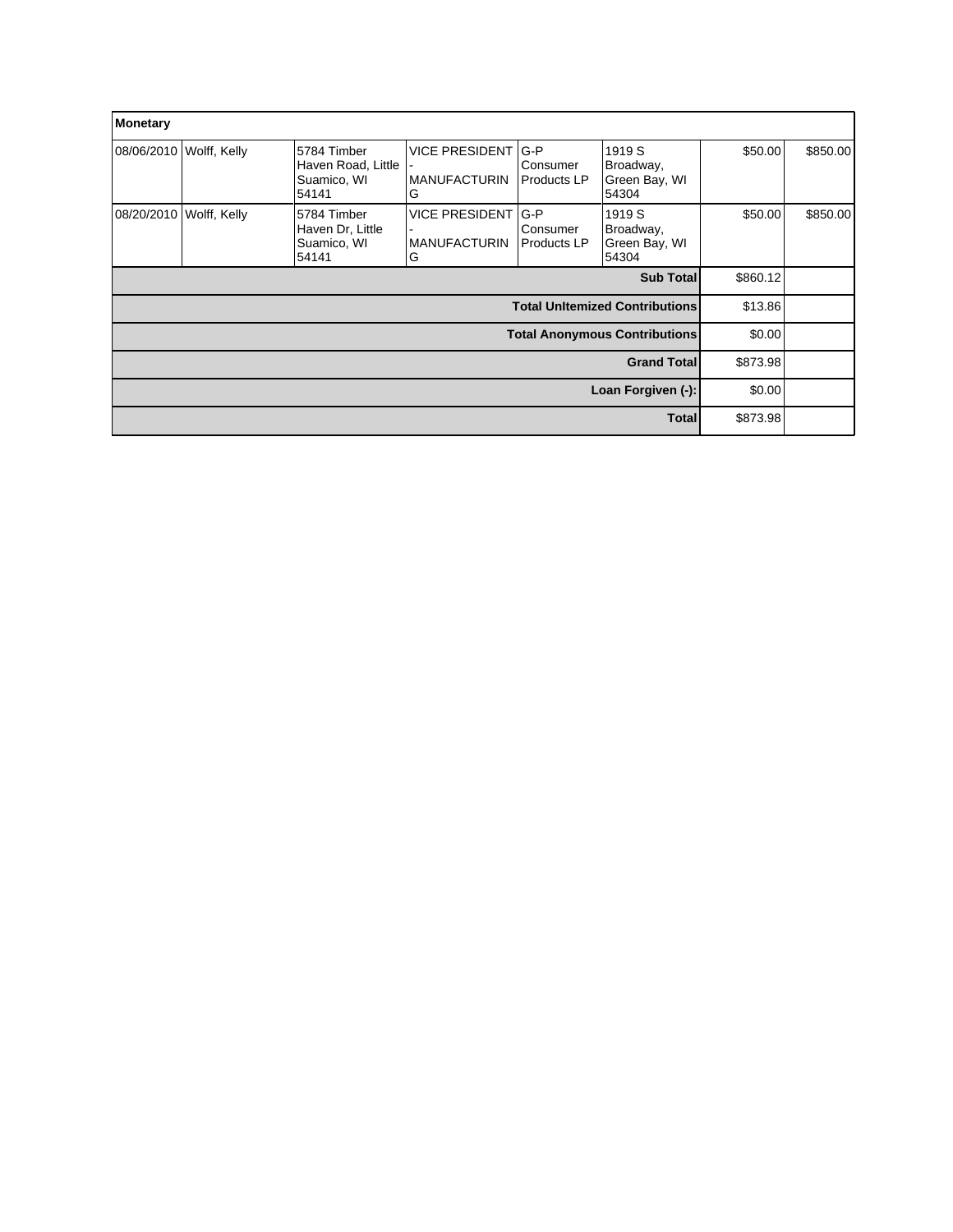| Monetary | | | | | | | |
|---|---|---|---|---|---|---|---|
| 08/06/2010 | Wolff, Kelly | 5784 Timber Haven Road, Little Suamico, WI 54141 | VICE PRESIDENT - MANUFACTURING | G-P Consumer Products LP | 1919 S Broadway, Green Bay, WI 54304 | $50.00 | $850.00 |
| 08/20/2010 | Wolff, Kelly | 5784 Timber Haven Dr, Little Suamico, WI 54141 | VICE PRESIDENT - MANUFACTURING | G-P Consumer Products LP | 1919 S Broadway, Green Bay, WI 54304 | $50.00 | $850.00 |
| | | | | | **Sub Total** | $860.12 | |
| | | | | | **Total UnItemized Contributions** | $13.86 | |
| | | | | | **Total Anonymous Contributions** | $0.00 | |
| | | | | | **Grand Total** | $873.98 | |
| | | | | | **Loan Forgiven (-):** | $0.00 | |
| | | | | | **Total** | $873.98 | |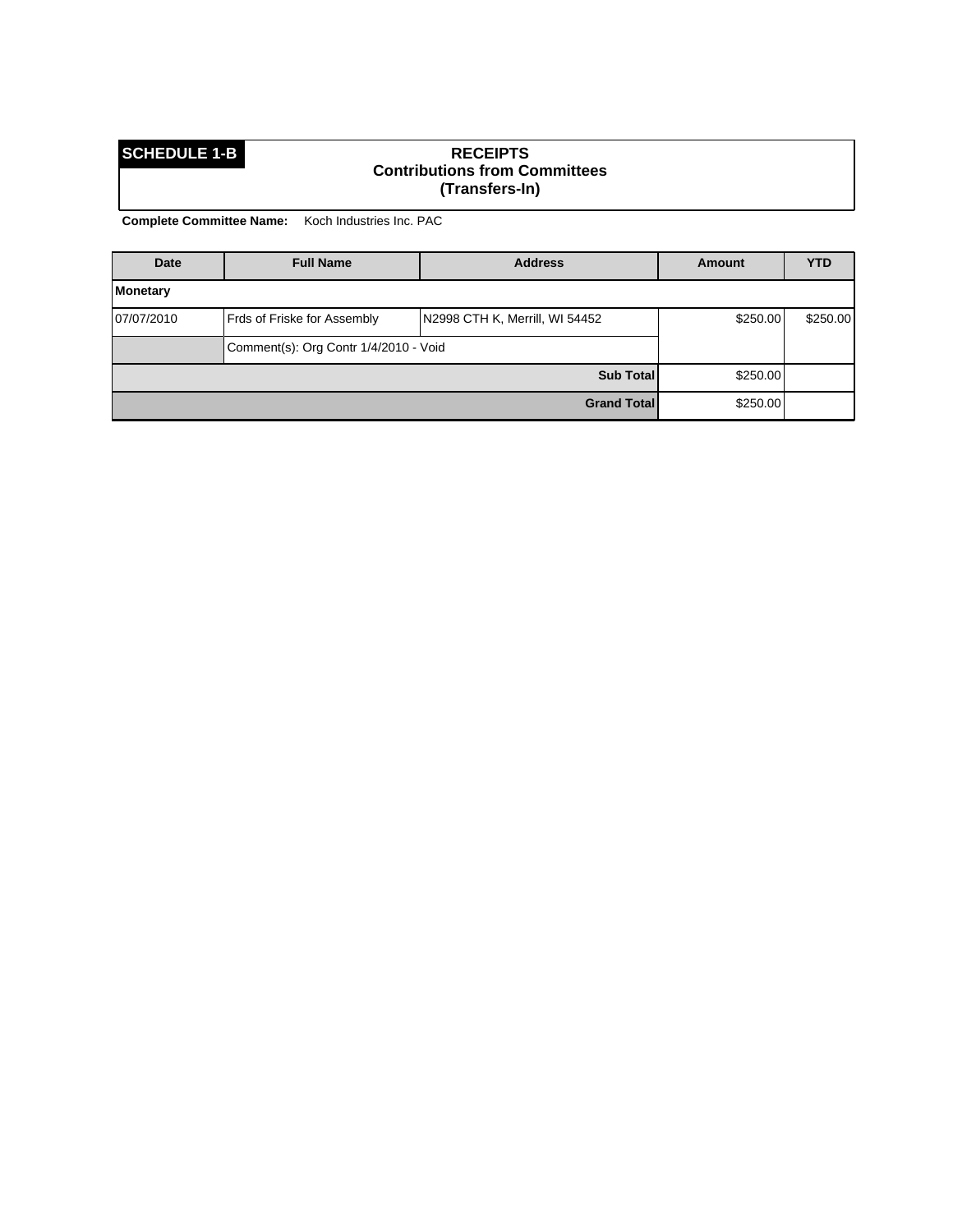**SCHEDULE 1-B**

## RECEIPTS
### Contributions from Committees
### (Transfers-In)

**Complete Committee Name:** Koch Industries Inc. PAC

| Date | Full Name | Address | Amount | YTD |
|---|---|---|---|---|
| **Monetary** | | | | |
| 07/07/2010 | Frds of Friske for Assembly | N2998 CTH K, Merrill, WI 54452 | $250.00 | $250.00 |
| | Comment(s): Org Contr 1/4/2010 - Void | | | |
| | | **Sub Total** | $250.00 | |
| | | **Grand Total** | $250.00 | |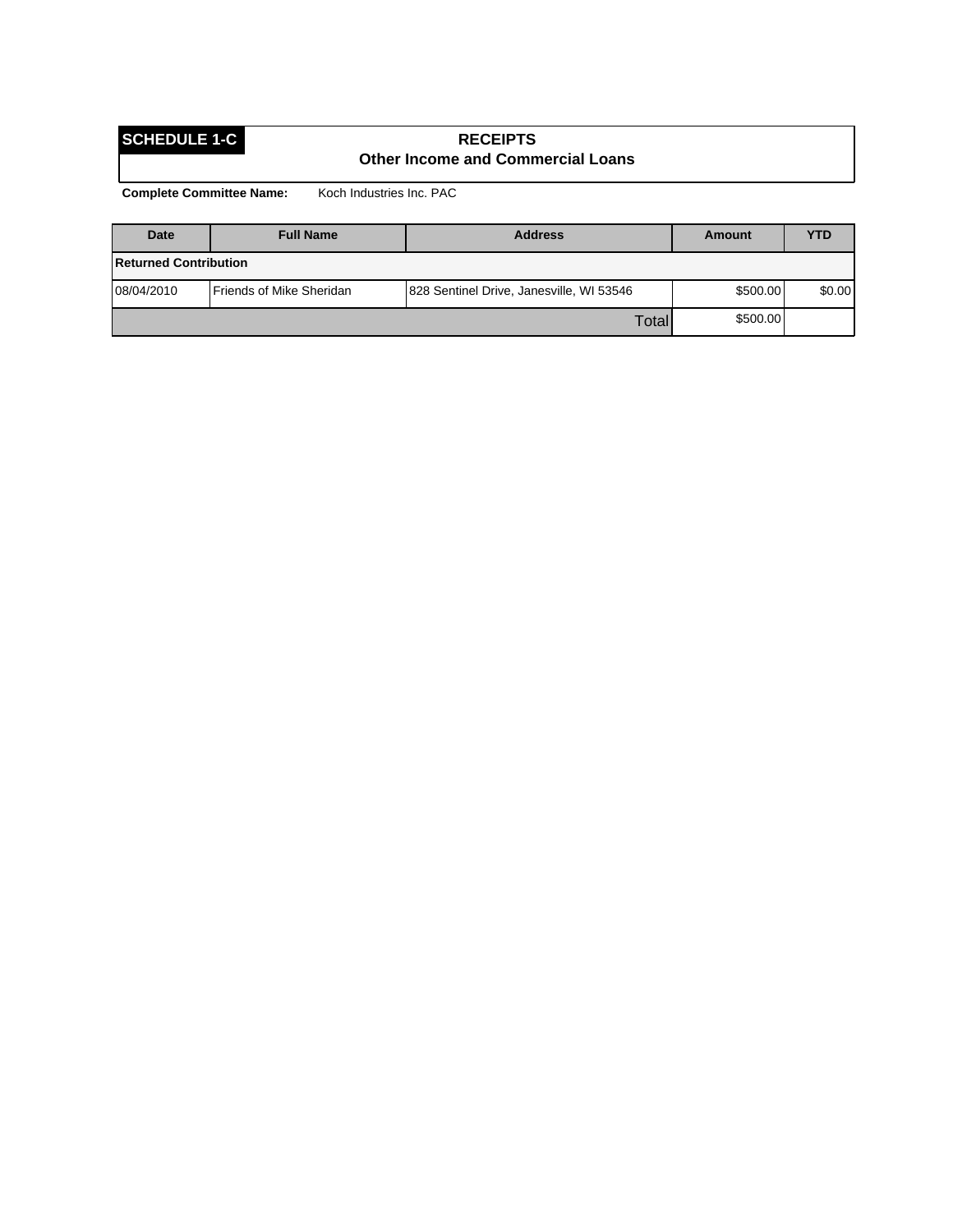**SCHEDULE 1-C**

## RECEIPTS
### Other Income and Commercial Loans

**Complete Committee Name:** Koch Industries Inc. PAC

| Date | Full Name | Address | Amount | YTD |
|---|---|---|---|---|
| **Returned Contribution** | | | | |
| 08/04/2010 | Friends of Mike Sheridan | 828 Sentinel Drive, Janesville, WI 53546 | $500.00 | $0.00 |
| | | Total | $500.00 | |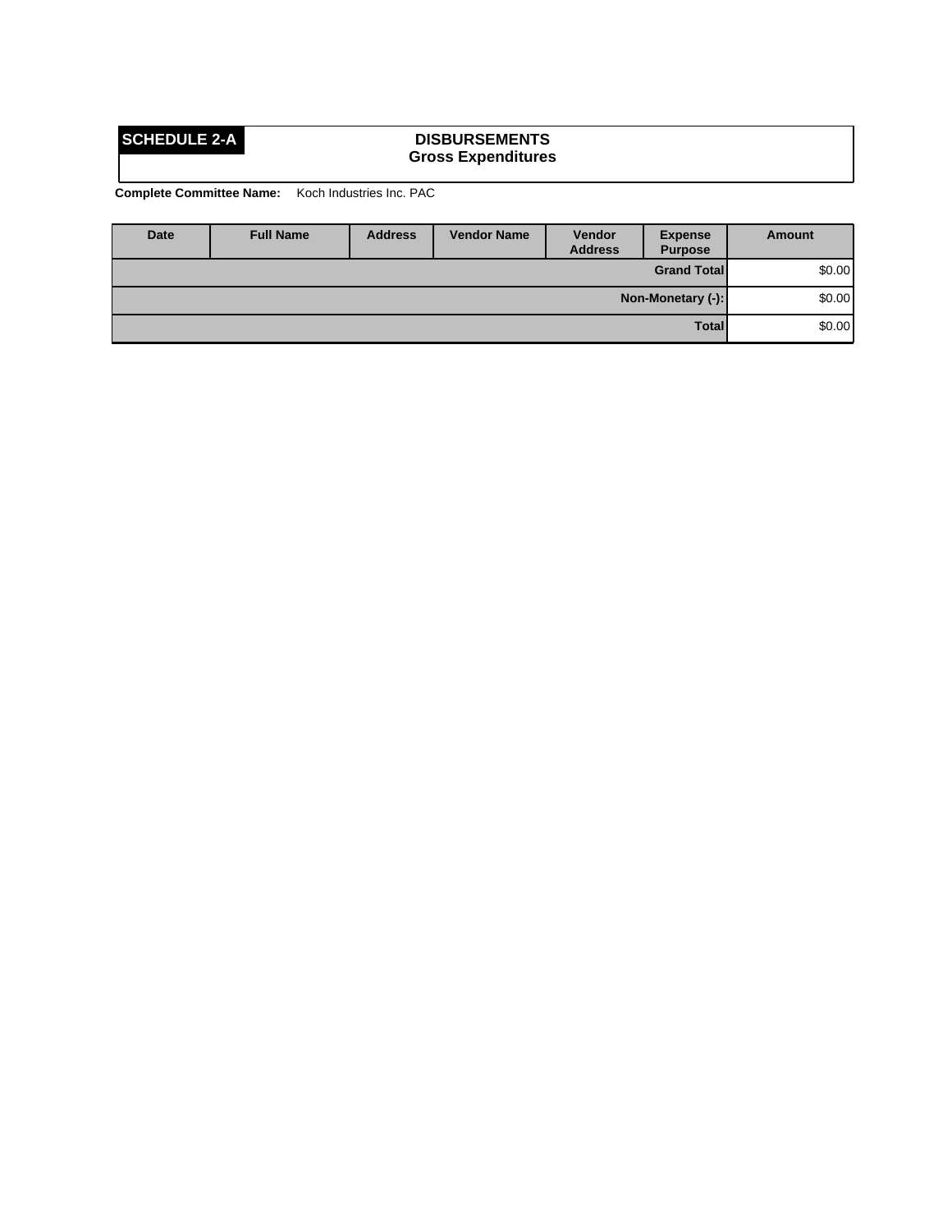**SCHEDULE 2-A**

## DISBURSEMENTS
### Gross Expenditures

**Complete Committee Name:** Koch Industries Inc. PAC

| Date | Full Name | Address | Vendor Name | Vendor Address | Expense Purpose | Amount |
|---|---|---|---|---|---|---|
| | | | | | **Grand Total** | $0.00 |
| | | | | | **Non-Monetary (-):** | $0.00 |
| | | | | | **Total** | $0.00 |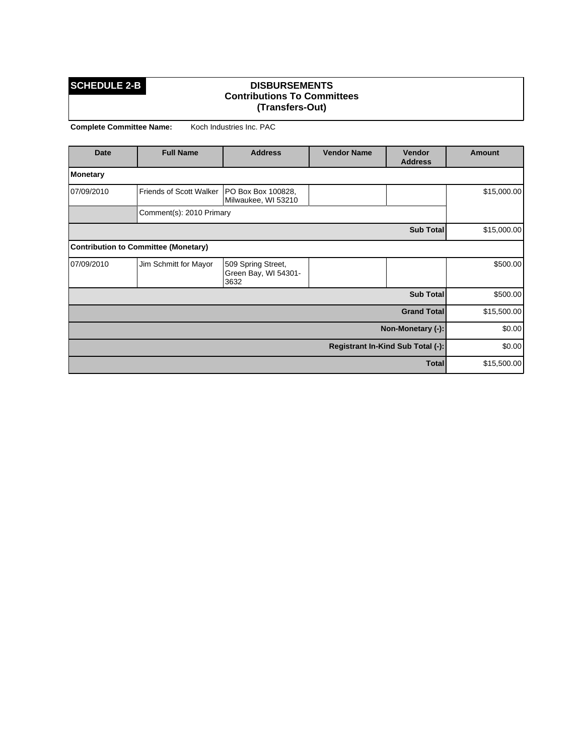**SCHEDULE 2-B**

## DISBURSEMENTS
## Contributions To Committees
## (Transfers-Out)

**Complete Committee Name:** Koch Industries Inc. PAC

| Date | Full Name | Address | Vendor Name | Vendor Address | Amount |
|---|---|---|---|---|---|
| **Monetary** | | | | | |
| 07/09/2010 | Friends of Scott Walker | PO Box Box 100828, Milwaukee, WI 53210 | | | $15,000.00 |
| | Comment(s): 2010 Primary | | | | |
| | | | | **Sub Total** | $15,000.00 |
| **Contribution to Committee (Monetary)** | | | | | |
| 07/09/2010 | Jim Schmitt for Mayor | 509 Spring Street, Green Bay, WI 54301-3632 | | | $500.00 |
| | | | | **Sub Total** | $500.00 |
| | | | | **Grand Total** | $15,500.00 |
| | | | | **Non-Monetary (-):** | $0.00 |
| | | | | **Registrant In-Kind Sub Total (-):** | $0.00 |
| | | | | **Total** | $15,500.00 |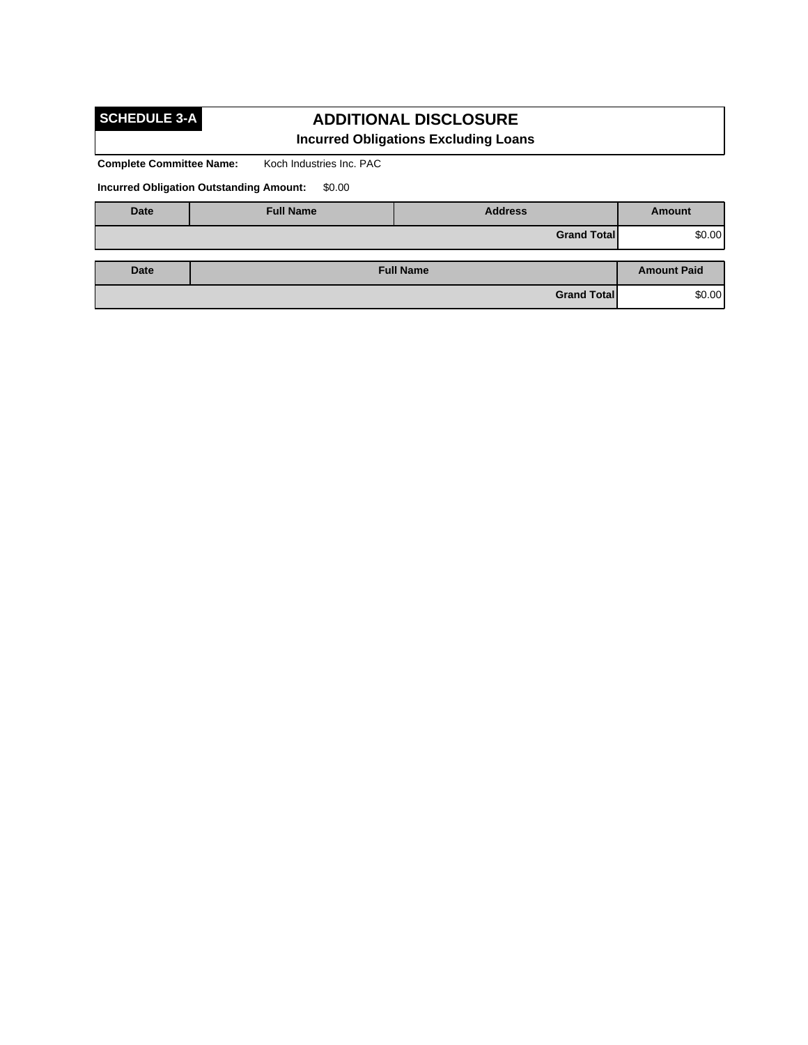**SCHEDULE 3-A**

# ADDITIONAL DISCLOSURE

## Incurred Obligations Excluding Loans

**Complete Committee Name:** Koch Industries Inc. PAC

**Incurred Obligation Outstanding Amount:** $0.00

| Date | Full Name | Address | Amount |
|---|---|---|---|
| | | **Grand Total** | $0.00 |

| Date | Full Name | Amount Paid |
|---|---|---|
| | **Grand Total** | $0.00 |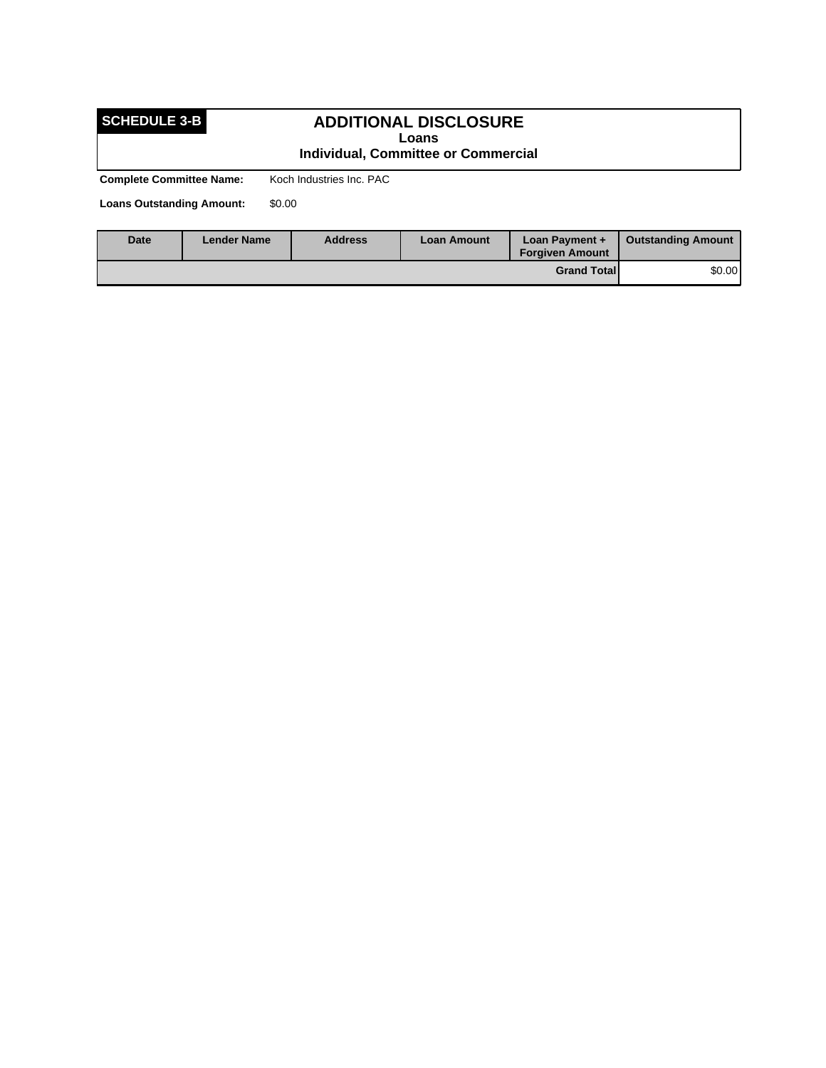**SCHEDULE 3-B**

# ADDITIONAL DISCLOSURE

### Loans

### Individual, Committee or Commercial

**Complete Committee Name:** Koch Industries Inc. PAC

**Loans Outstanding Amount:** $0.00

| Date | Lender Name | Address | Loan Amount | Loan Payment + Forgiven Amount | Outstanding Amount |
|---|---|---|---|---|---|
| | | | | **Grand Total** | $0.00 |